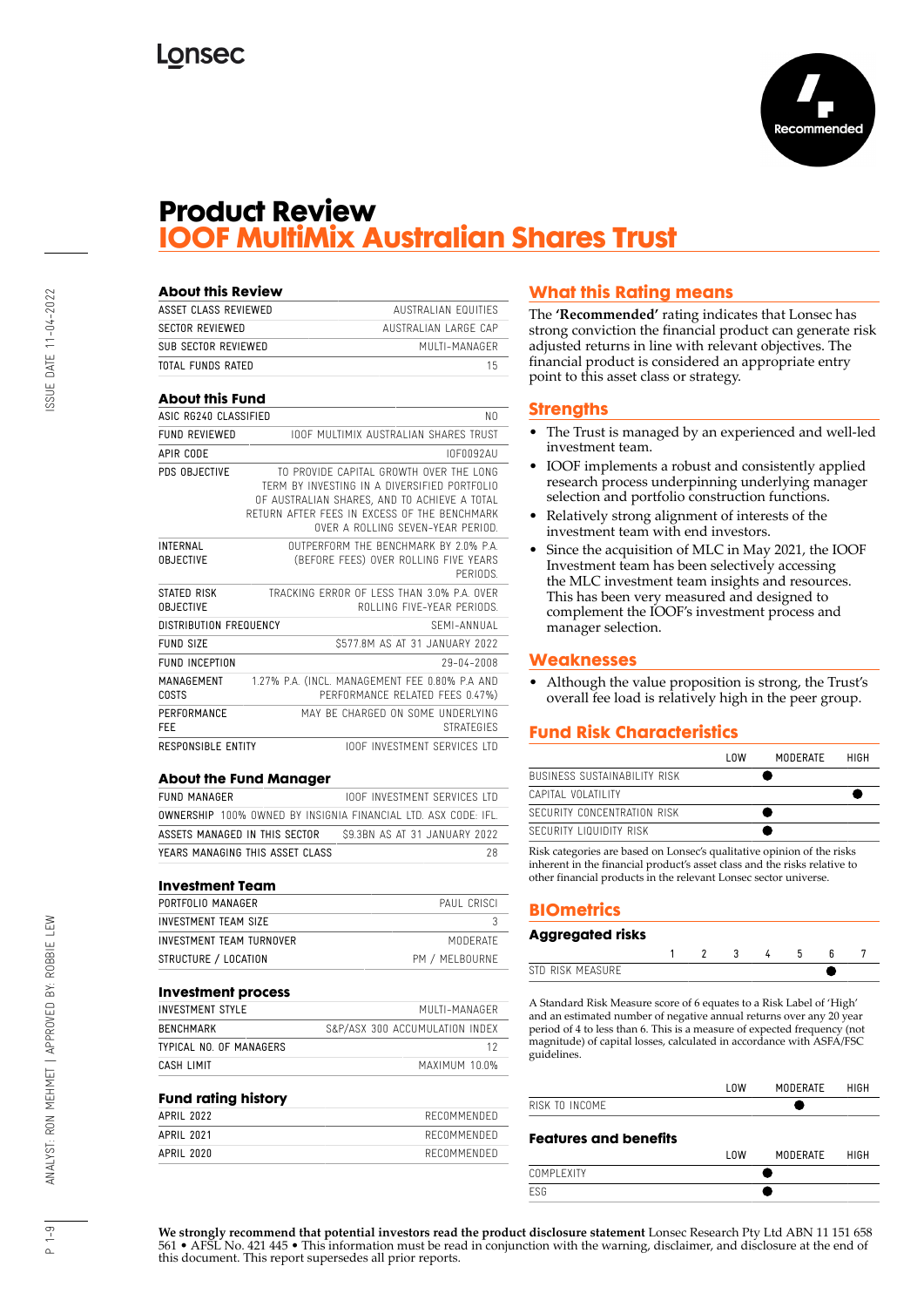# Product Review
## IOOF MultiMix Australian Shares Trust

### About this Review

| | |
|---|---|
| ASSET CLASS REVIEWED | AUSTRALIAN EQUITIES |
| SECTOR REVIEWED | AUSTRALIAN LARGE CAP |
| SUB SECTOR REVIEWED | MULTI-MANAGER |
| TOTAL FUNDS RATED | 15 |

### About this Fund

| | |
|---|---|
| ASIC RG240 CLASSIFIED | NO |
| FUND REVIEWED | IOOF MULTIMIX AUSTRALIAN SHARES TRUST |
| APIR CODE | IOF0092AU |
| PDS OBJECTIVE | TO PROVIDE CAPITAL GROWTH OVER THE LONG TERM BY INVESTING IN A DIVERSIFIED PORTFOLIO OF AUSTRALIAN SHARES, AND TO ACHIEVE A TOTAL RETURN AFTER FEES IN EXCESS OF THE BENCHMARK OVER A ROLLING SEVEN-YEAR PERIOD. |
| INTERNAL OBJECTIVE | OUTPERFORM THE BENCHMARK BY 2.0% P.A. (BEFORE FEES) OVER ROLLING FIVE YEARS PERIODS. |
| STATED RISK OBJECTIVE | TRACKING ERROR OF LESS THAN 3.0% P.A. OVER ROLLING FIVE-YEAR PERIODS. |
| DISTRIBUTION FREQUENCY | SEMI-ANNUAL |
| FUND SIZE | $577.8M AS AT 31 JANUARY 2022 |
| FUND INCEPTION | 29-04-2008 |
| MANAGEMENT COSTS | 1.27% P.A. (INCL. MANAGEMENT FEE 0.80% P.A AND PERFORMANCE RELATED FEES 0.47%) |
| PERFORMANCE FEE | MAY BE CHARGED ON SOME UNDERLYING STRATEGIES |
| RESPONSIBLE ENTITY | IOOF INVESTMENT SERVICES LTD |

### About the Fund Manager

| | |
|---|---|
| FUND MANAGER | IOOF INVESTMENT SERVICES LTD |
| OWNERSHIP | 100% OWNED BY INSIGNIA FINANCIAL LTD. ASX CODE: IFL. |
| ASSETS MANAGED IN THIS SECTOR | $9.3BN AS AT 31 JANUARY 2022 |
| YEARS MANAGING THIS ASSET CLASS | 28 |

### Investment Team

| | |
|---|---|
| PORTFOLIO MANAGER | PAUL CRISCI |
| INVESTMENT TEAM SIZE | 3 |
| INVESTMENT TEAM TURNOVER | MODERATE |
| STRUCTURE / LOCATION | PM / MELBOURNE |

### Investment process

| | |
|---|---|
| INVESTMENT STYLE | MULTI-MANAGER |
| BENCHMARK | S&P/ASX 300 ACCUMULATION INDEX |
| TYPICAL NO. OF MANAGERS | 12 |
| CASH LIMIT | MAXIMUM 10.0% |

### Fund rating history

| | |
|---|---|
| APRIL 2022 | RECOMMENDED |
| APRIL 2021 | RECOMMENDED |
| APRIL 2020 | RECOMMENDED |

## What this Rating means

The **'Recommended'** rating indicates that Lonsec has strong conviction the financial product can generate risk adjusted returns in line with relevant objectives. The financial product is considered an appropriate entry point to this asset class or strategy.

## Strengths

- The Trust is managed by an experienced and well-led investment team.
- IOOF implements a robust and consistently applied research process underpinning underlying manager selection and portfolio construction functions.
- Relatively strong alignment of interests of the investment team with end investors.
- Since the acquisition of MLC in May 2021, the IOOF Investment team has been selectively accessing the MLC investment team insights and resources. This has been very measured and designed to complement the IOOF's investment process and manager selection.

## Weaknesses

- Although the value proposition is strong, the Trust's overall fee load is relatively high in the peer group.

## Fund Risk Characteristics

| | LOW | MODERATE | HIGH |
|---|---|---|---|
| BUSINESS SUSTAINABILITY RISK | | ● | |
| CAPITAL VOLATILITY | | | ● |
| SECURITY CONCENTRATION RISK | | ● | |
| SECURITY LIQUIDITY RISK | | ● | |

Risk categories are based on Lonsec's qualitative opinion of the risks inherent in the financial product's asset class and the risks relative to other financial products in the relevant Lonsec sector universe.

## BIOmetrics

### Aggregated risks

| | 1 | 2 | 3 | 4 | 5 | 6 | 7 |
|---|---|---|---|---|---|---|---|
| STD RISK MEASURE | | | | | | ● | |

A Standard Risk Measure score of 6 equates to a Risk Label of 'High' and an estimated number of negative annual returns over any 20 year period of 4 to less than 6. This is a measure of expected frequency (not magnitude) of capital losses, calculated in accordance with ASFA/FSC guidelines.

| | LOW | MODERATE | HIGH |
|---|---|---|---|
| RISK TO INCOME | | ● | |

### Features and benefits

| | LOW | MODERATE | HIGH |
|---|---|---|---|
| COMPLEXITY | | ● | |
| ESG | | ● | |

**We strongly recommend that potential investors read the product disclosure statement** Lonsec Research Pty Ltd ABN 11 151 658 561 • AFSL No. 421 445 • This information must be read in conjunction with the warning, disclaimer, and disclosure at the end of this document. This report supersedes all prior reports.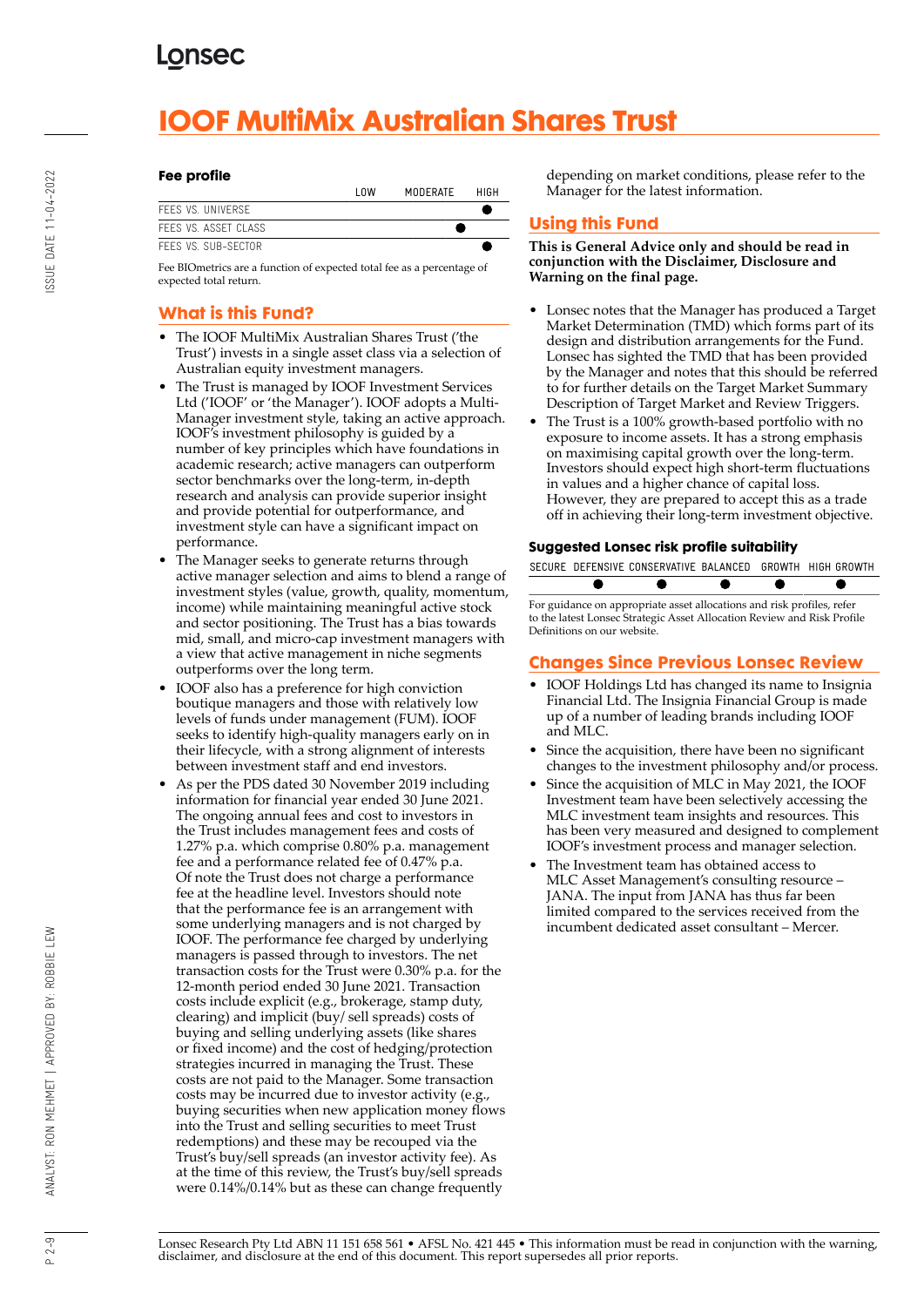# IOOF MultiMix Australian Shares Trust

### Fee profile

| | LOW | MODERATE | HIGH |
|---|---|---|---|
| FEES VS. UNIVERSE | | | ● |
| FEES VS. ASSET CLASS | | ● | |
| FEES VS. SUB-SECTOR | | | ● |

Fee BIOmetrics are a function of expected total fee as a percentage of expected total return.

## What is this Fund?

- The IOOF MultiMix Australian Shares Trust ('the Trust') invests in a single asset class via a selection of Australian equity investment managers.
- The Trust is managed by IOOF Investment Services Ltd ('IOOF' or 'the Manager'). IOOF adopts a Multi-Manager investment style, taking an active approach. IOOF's investment philosophy is guided by a number of key principles which have foundations in academic research; active managers can outperform sector benchmarks over the long-term, in-depth research and analysis can provide superior insight and provide potential for outperformance, and investment style can have a significant impact on performance.
- The Manager seeks to generate returns through active manager selection and aims to blend a range of investment styles (value, growth, quality, momentum, income) while maintaining meaningful active stock and sector positioning. The Trust has a bias towards mid, small, and micro-cap investment managers with a view that active management in niche segments outperforms over the long term.
- IOOF also has a preference for high conviction boutique managers and those with relatively low levels of funds under management (FUM). IOOF seeks to identify high-quality managers early on in their lifecycle, with a strong alignment of interests between investment staff and end investors.
- As per the PDS dated 30 November 2019 including information for financial year ended 30 June 2021. The ongoing annual fees and cost to investors in the Trust includes management fees and costs of 1.27% p.a. which comprise 0.80% p.a. management fee and a performance related fee of 0.47% p.a. Of note the Trust does not charge a performance fee at the headline level. Investors should note that the performance fee is an arrangement with some underlying managers and is not charged by IOOF. The performance fee charged by underlying managers is passed through to investors. The net transaction costs for the Trust were 0.30% p.a. for the 12-month period ended 30 June 2021. Transaction costs include explicit (e.g., brokerage, stamp duty, clearing) and implicit (buy/ sell spreads) costs of buying and selling underlying assets (like shares or fixed income) and the cost of hedging/protection strategies incurred in managing the Trust. These costs are not paid to the Manager. Some transaction costs may be incurred due to investor activity (e.g., buying securities when new application money flows into the Trust and selling securities to meet Trust redemptions) and these may be recouped via the Trust's buy/sell spreads (an investor activity fee). As at the time of this review, the Trust's buy/sell spreads were 0.14%/0.14% but as these can change frequently depending on market conditions, please refer to the Manager for the latest information.

## Using this Fund

**This is General Advice only and should be read in conjunction with the Disclaimer, Disclosure and Warning on the final page.**

- Lonsec notes that the Manager has produced a Target Market Determination (TMD) which forms part of its design and distribution arrangements for the Fund. Lonsec has sighted the TMD that has been provided by the Manager and notes that this should be referred to for further details on the Target Market Summary Description of Target Market and Review Triggers.
- The Trust is a 100% growth-based portfolio with no exposure to income assets. It has a strong emphasis on maximising capital growth over the long-term. Investors should expect high short-term fluctuations in values and a higher chance of capital loss. However, they are prepared to accept this as a trade off in achieving their long-term investment objective.

### Suggested Lonsec risk profile suitability

| SECURE | DEFENSIVE | CONSERVATIVE | BALANCED | GROWTH | HIGH GROWTH |
|---|---|---|---|---|---|
| | ● | ● | ● | ● | ● |

For guidance on appropriate asset allocations and risk profiles, refer to the latest Lonsec Strategic Asset Allocation Review and Risk Profile Definitions on our website.

## Changes Since Previous Lonsec Review

- IOOF Holdings Ltd has changed its name to Insignia Financial Ltd. The Insignia Financial Group is made up of a number of leading brands including IOOF and MLC.
- Since the acquisition, there have been no significant changes to the investment philosophy and/or process.
- Since the acquisition of MLC in May 2021, the IOOF Investment team have been selectively accessing the MLC investment team insights and resources. This has been very measured and designed to complement IOOF's investment process and manager selection.
- The Investment team has obtained access to MLC Asset Management's consulting resource – JANA. The input from JANA has thus far been limited compared to the services received from the incumbent dedicated asset consultant – Mercer.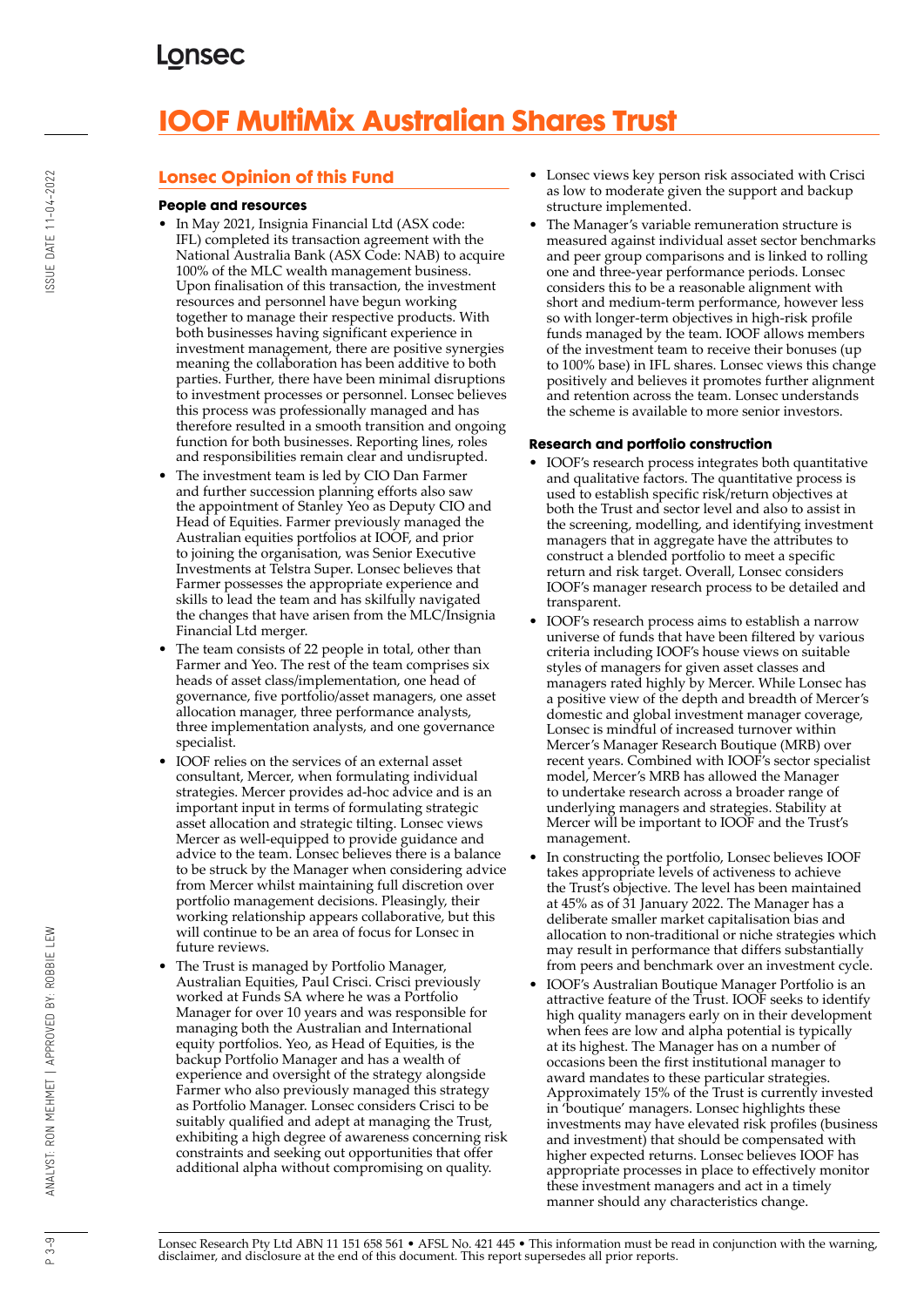# IOOF MultiMix Australian Shares Trust

## Lonsec Opinion of this Fund

### People and resources

- In May 2021, Insignia Financial Ltd (ASX code: IFL) completed its transaction agreement with the National Australia Bank (ASX Code: NAB) to acquire 100% of the MLC wealth management business. Upon finalisation of this transaction, the investment resources and personnel have begun working together to manage their respective products. With both businesses having significant experience in investment management, there are positive synergies meaning the collaboration has been additive to both parties. Further, there have been minimal disruptions to investment processes or personnel. Lonsec believes this process was professionally managed and has therefore resulted in a smooth transition and ongoing function for both businesses. Reporting lines, roles and responsibilities remain clear and undisrupted.
- The investment team is led by CIO Dan Farmer and further succession planning efforts also saw the appointment of Stanley Yeo as Deputy CIO and Head of Equities. Farmer previously managed the Australian equities portfolios at IOOF, and prior to joining the organisation, was Senior Executive Investments at Telstra Super. Lonsec believes that Farmer possesses the appropriate experience and skills to lead the team and has skilfully navigated the changes that have arisen from the MLC/Insignia Financial Ltd merger.
- The team consists of 22 people in total, other than Farmer and Yeo. The rest of the team comprises six heads of asset class/implementation, one head of governance, five portfolio/asset managers, one asset allocation manager, three performance analysts, three implementation analysts, and one governance specialist.
- IOOF relies on the services of an external asset consultant, Mercer, when formulating individual strategies. Mercer provides ad-hoc advice and is an important input in terms of formulating strategic asset allocation and strategic tilting. Lonsec views Mercer as well-equipped to provide guidance and advice to the team. Lonsec believes there is a balance to be struck by the Manager when considering advice from Mercer whilst maintaining full discretion over portfolio management decisions. Pleasingly, their working relationship appears collaborative, but this will continue to be an area of focus for Lonsec in future reviews.
- The Trust is managed by Portfolio Manager, Australian Equities, Paul Crisci. Crisci previously worked at Funds SA where he was a Portfolio Manager for over 10 years and was responsible for managing both the Australian and International equity portfolios. Yeo, as Head of Equities, is the backup Portfolio Manager and has a wealth of experience and oversight of the strategy alongside Farmer who also previously managed this strategy as Portfolio Manager. Lonsec considers Crisci to be suitably qualified and adept at managing the Trust, exhibiting a high degree of awareness concerning risk constraints and seeking out opportunities that offer additional alpha without compromising on quality.
- Lonsec views key person risk associated with Crisci as low to moderate given the support and backup structure implemented.
- The Manager's variable remuneration structure is measured against individual asset sector benchmarks and peer group comparisons and is linked to rolling one and three-year performance periods. Lonsec considers this to be a reasonable alignment with short and medium-term performance, however less so with longer-term objectives in high-risk profile funds managed by the team. IOOF allows members of the investment team to receive their bonuses (up to 100% base) in IFL shares. Lonsec views this change positively and believes it promotes further alignment and retention across the team. Lonsec understands the scheme is available to more senior investors.

### Research and portfolio construction

- IOOF's research process integrates both quantitative and qualitative factors. The quantitative process is used to establish specific risk/return objectives at both the Trust and sector level and also to assist in the screening, modelling, and identifying investment managers that in aggregate have the attributes to construct a blended portfolio to meet a specific return and risk target. Overall, Lonsec considers IOOF's manager research process to be detailed and transparent.
- IOOF's research process aims to establish a narrow universe of funds that have been filtered by various criteria including IOOF's house views on suitable styles of managers for given asset classes and managers rated highly by Mercer. While Lonsec has a positive view of the depth and breadth of Mercer's domestic and global investment manager coverage, Lonsec is mindful of increased turnover within Mercer's Manager Research Boutique (MRB) over recent years. Combined with IOOF's sector specialist model, Mercer's MRB has allowed the Manager to undertake research across a broader range of underlying managers and strategies. Stability at Mercer will be important to IOOF and the Trust's management.
- In constructing the portfolio, Lonsec believes IOOF takes appropriate levels of activeness to achieve the Trust's objective. The level has been maintained at 45% as of 31 January 2022. The Manager has a deliberate smaller market capitalisation bias and allocation to non-traditional or niche strategies which may result in performance that differs substantially from peers and benchmark over an investment cycle.
- IOOF's Australian Boutique Manager Portfolio is an attractive feature of the Trust. IOOF seeks to identify high quality managers early on in their development when fees are low and alpha potential is typically at its highest. The Manager has on a number of occasions been the first institutional manager to award mandates to these particular strategies. Approximately 15% of the Trust is currently invested in 'boutique' managers. Lonsec highlights these investments may have elevated risk profiles (business and investment) that should be compensated with higher expected returns. Lonsec believes IOOF has appropriate processes in place to effectively monitor these investment managers and act in a timely manner should any characteristics change.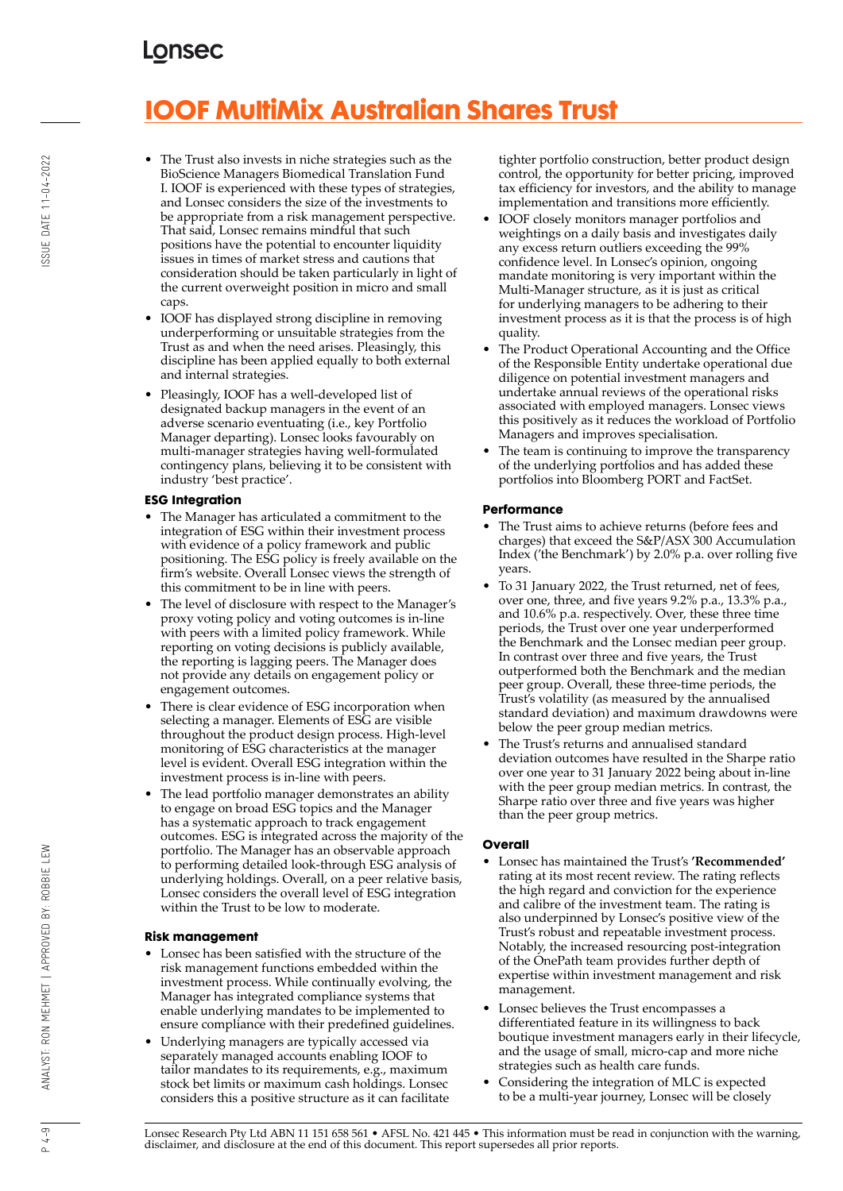# IOOF MultiMix Australian Shares Trust

- The Trust also invests in niche strategies such as the BioScience Managers Biomedical Translation Fund I. IOOF is experienced with these types of strategies, and Lonsec considers the size of the investments to be appropriate from a risk management perspective. That said, Lonsec remains mindful that such positions have the potential to encounter liquidity issues in times of market stress and cautions that consideration should be taken particularly in light of the current overweight position in micro and small caps.
- IOOF has displayed strong discipline in removing underperforming or unsuitable strategies from the Trust as and when the need arises. Pleasingly, this discipline has been applied equally to both external and internal strategies.
- Pleasingly, IOOF has a well-developed list of designated backup managers in the event of an adverse scenario eventuating (i.e., key Portfolio Manager departing). Lonsec looks favourably on multi-manager strategies having well-formulated contingency plans, believing it to be consistent with industry 'best practice'.

### ESG Integration

- The Manager has articulated a commitment to the integration of ESG within their investment process with evidence of a policy framework and public positioning. The ESG policy is freely available on the firm's website. Overall Lonsec views the strength of this commitment to be in line with peers.
- The level of disclosure with respect to the Manager's proxy voting policy and voting outcomes is in-line with peers with a limited policy framework. While reporting on voting decisions is publicly available, the reporting is lagging peers. The Manager does not provide any details on engagement policy or engagement outcomes.
- There is clear evidence of ESG incorporation when selecting a manager. Elements of ESG are visible throughout the product design process. High-level monitoring of ESG characteristics at the manager level is evident. Overall ESG integration within the investment process is in-line with peers.
- The lead portfolio manager demonstrates an ability to engage on broad ESG topics and the Manager has a systematic approach to track engagement outcomes. ESG is integrated across the majority of the portfolio. The Manager has an observable approach to performing detailed look-through ESG analysis of underlying holdings. Overall, on a peer relative basis, Lonsec considers the overall level of ESG integration within the Trust to be low to moderate.

### Risk management

- Lonsec has been satisfied with the structure of the risk management functions embedded within the investment process. While continually evolving, the Manager has integrated compliance systems that enable underlying mandates to be implemented to ensure compliance with their predefined guidelines.
- Underlying managers are typically accessed via separately managed accounts enabling IOOF to tailor mandates to its requirements, e.g., maximum stock bet limits or maximum cash holdings. Lonsec considers this a positive structure as it can facilitate tighter portfolio construction, better product design control, the opportunity for better pricing, improved tax efficiency for investors, and the ability to manage implementation and transitions more efficiently.
- IOOF closely monitors manager portfolios and weightings on a daily basis and investigates daily any excess return outliers exceeding the 99% confidence level. In Lonsec's opinion, ongoing mandate monitoring is very important within the Multi-Manager structure, as it is just as critical for underlying managers to be adhering to their investment process as it is that the process is of high quality.
- The Product Operational Accounting and the Office of the Responsible Entity undertake operational due diligence on potential investment managers and undertake annual reviews of the operational risks associated with employed managers. Lonsec views this positively as it reduces the workload of Portfolio Managers and improves specialisation.
- The team is continuing to improve the transparency of the underlying portfolios and has added these portfolios into Bloomberg PORT and FactSet.

### Performance

- The Trust aims to achieve returns (before fees and charges) that exceed the S&P/ASX 300 Accumulation Index ('the Benchmark') by 2.0% p.a. over rolling five years.
- To 31 January 2022, the Trust returned, net of fees, over one, three, and five years 9.2% p.a., 13.3% p.a., and 10.6% p.a. respectively. Over, these three time periods, the Trust over one year underperformed the Benchmark and the Lonsec median peer group. In contrast over three and five years, the Trust outperformed both the Benchmark and the median peer group. Overall, these three-time periods, the Trust's volatility (as measured by the annualised standard deviation) and maximum drawdowns were below the peer group median metrics.
- The Trust's returns and annualised standard deviation outcomes have resulted in the Sharpe ratio over one year to 31 January 2022 being about in-line with the peer group median metrics. In contrast, the Sharpe ratio over three and five years was higher than the peer group metrics.

### Overall

- Lonsec has maintained the Trust's **'Recommended'** rating at its most recent review. The rating reflects the high regard and conviction for the experience and calibre of the investment team. The rating is also underpinned by Lonsec's positive view of the Trust's robust and repeatable investment process. Notably, the increased resourcing post-integration of the OnePath team provides further depth of expertise within investment management and risk management.
- Lonsec believes the Trust encompasses a differentiated feature in its willingness to back boutique investment managers early in their lifecycle, and the usage of small, micro-cap and more niche strategies such as health care funds.
- Considering the integration of MLC is expected to be a multi-year journey, Lonsec will be closely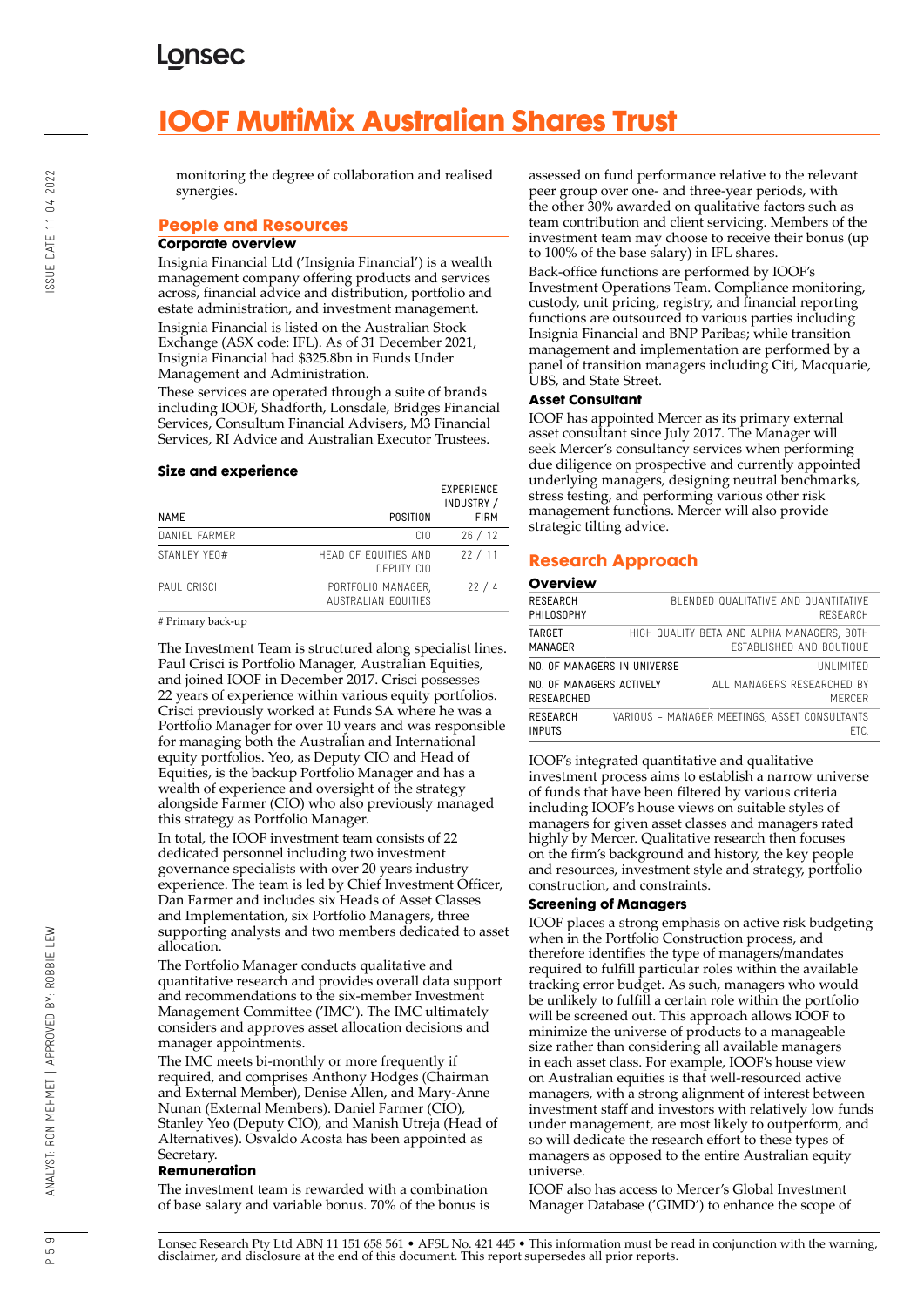monitoring the degree of collaboration and realised synergies.

## People and Resources

### Corporate overview

Insignia Financial Ltd ('Insignia Financial') is a wealth management company offering products and services across, financial advice and distribution, portfolio and estate administration, and investment management.

Insignia Financial is listed on the Australian Stock Exchange (ASX code: IFL). As of 31 December 2021, Insignia Financial had $325.8bn in Funds Under Management and Administration.

These services are operated through a suite of brands including IOOF, Shadforth, Lonsdale, Bridges Financial Services, Consultum Financial Advisers, M3 Financial Services, RI Advice and Australian Executor Trustees.

### Size and experience

| NAME | POSITION | EXPERIENCE INDUSTRY / FIRM |
|---|---|---|
| DANIEL FARMER | CIO | 26 / 12 |
| STANLEY YEO# | HEAD OF EQUITIES AND DEPUTY CIO | 22 / 11 |
| PAUL CRISCI | PORTFOLIO MANAGER, AUSTRALIAN EQUITIES | 22 / 4 |

# Primary back-up

The Investment Team is structured along specialist lines. Paul Crisci is Portfolio Manager, Australian Equities, and joined IOOF in December 2017. Crisci possesses 22 years of experience within various equity portfolios. Crisci previously worked at Funds SA where he was a Portfolio Manager for over 10 years and was responsible for managing both the Australian and International equity portfolios. Yeo, as Deputy CIO and Head of Equities, is the backup Portfolio Manager and has a wealth of experience and oversight of the strategy alongside Farmer (CIO) who also previously managed this strategy as Portfolio Manager.

In total, the IOOF investment team consists of 22 dedicated personnel including two investment governance specialists with over 20 years industry experience. The team is led by Chief Investment Officer, Dan Farmer and includes six Heads of Asset Classes and Implementation, six Portfolio Managers, three supporting analysts and two members dedicated to asset allocation.

The Portfolio Manager conducts qualitative and quantitative research and provides overall data support and recommendations to the six-member Investment Management Committee ('IMC'). The IMC ultimately considers and approves asset allocation decisions and manager appointments.

The IMC meets bi-monthly or more frequently if required, and comprises Anthony Hodges (Chairman and External Member), Denise Allen, and Mary-Anne Nunan (External Members). Daniel Farmer (CIO), Stanley Yeo (Deputy CIO), and Manish Utreja (Head of Alternatives). Osvaldo Acosta has been appointed as Secretary.

### Remuneration

The investment team is rewarded with a combination of base salary and variable bonus. 70% of the bonus is assessed on fund performance relative to the relevant peer group over one- and three-year periods, with the other 30% awarded on qualitative factors such as team contribution and client servicing. Members of the investment team may choose to receive their bonus (up to 100% of the base salary) in IFL shares.

Back-office functions are performed by IOOF's Investment Operations Team. Compliance monitoring, custody, unit pricing, registry, and financial reporting functions are outsourced to various parties including Insignia Financial and BNP Paribas; while transition management and implementation are performed by a panel of transition managers including Citi, Macquarie, UBS, and State Street.

### Asset Consultant

IOOF has appointed Mercer as its primary external asset consultant since July 2017. The Manager will seek Mercer's consultancy services when performing due diligence on prospective and currently appointed underlying managers, designing neutral benchmarks, stress testing, and performing various other risk management functions. Mercer will also provide strategic tilting advice.

## Research Approach

### Overview

| | |
|---|---|
| RESEARCH PHILOSOPHY | BLENDED QUALITATIVE AND QUANTITATIVE RESEARCH |
| TARGET MANAGER | HIGH QUALITY BETA AND ALPHA MANAGERS, BOTH ESTABLISHED AND BOUTIQUE |
| NO. OF MANAGERS IN UNIVERSE | UNLIMITED |
| NO. OF MANAGERS ACTIVELY RESEARCHED | ALL MANAGERS RESEARCHED BY MERCER |
| RESEARCH INPUTS | VARIOUS – MANAGER MEETINGS, ASSET CONSULTANTS ETC. |

IOOF's integrated quantitative and qualitative investment process aims to establish a narrow universe of funds that have been filtered by various criteria including IOOF's house views on suitable styles of managers for given asset classes and managers rated highly by Mercer. Qualitative research then focuses on the firm's background and history, the key people and resources, investment style and strategy, portfolio construction, and constraints.

### Screening of Managers

IOOF places a strong emphasis on active risk budgeting when in the Portfolio Construction process, and therefore identifies the type of managers/mandates required to fulfill particular roles within the available tracking error budget. As such, managers who would be unlikely to fulfill a certain role within the portfolio will be screened out. This approach allows IOOF to minimize the universe of products to a manageable size rather than considering all available managers in each asset class. For example, IOOF's house view on Australian equities is that well-resourced active managers, with a strong alignment of interest between investment staff and investors with relatively low funds under management, are most likely to outperform, and so will dedicate the research effort to these types of managers as opposed to the entire Australian equity universe.

IOOF also has access to Mercer's Global Investment Manager Database ('GIMD') to enhance the scope of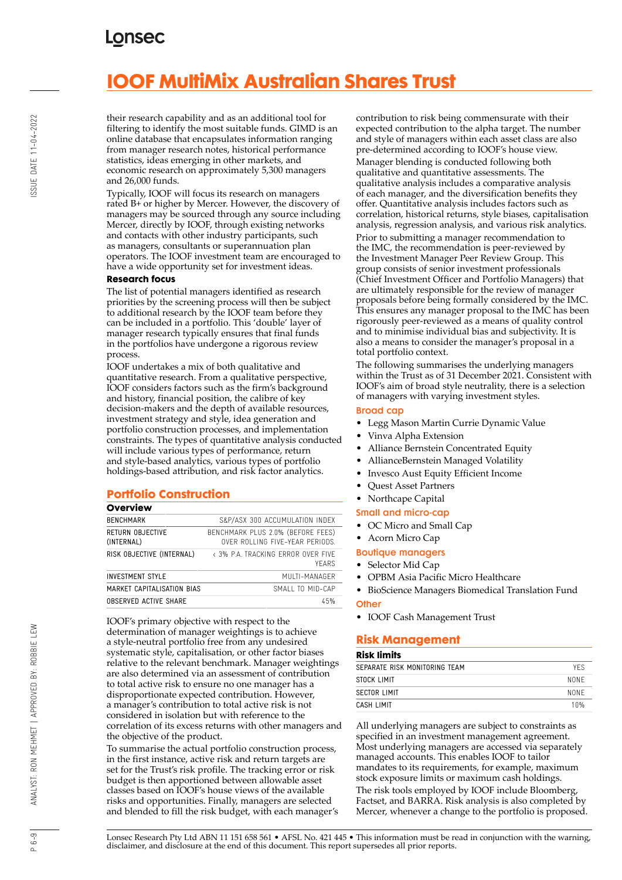their research capability and as an additional tool for filtering to identify the most suitable funds. GIMD is an online database that encapsulates information ranging from manager research notes, historical performance statistics, ideas emerging in other markets, and economic research on approximately 5,300 managers and 26,000 funds.

Typically, IOOF will focus its research on managers rated B+ or higher by Mercer. However, the discovery of managers may be sourced through any source including Mercer, directly by IOOF, through existing networks and contacts with other industry participants, such as managers, consultants or superannuation plan operators. The IOOF investment team are encouraged to have a wide opportunity set for investment ideas.

**Research focus**

The list of potential managers identified as research priorities by the screening process will then be subject to additional research by the IOOF team before they can be included in a portfolio. This 'double' layer of manager research typically ensures that final funds in the portfolios have undergone a rigorous review process.

IOOF undertakes a mix of both qualitative and quantitative research. From a qualitative perspective, IOOF considers factors such as the firm's background and history, financial position, the calibre of key decision-makers and the depth of available resources, investment strategy and style, idea generation and portfolio construction processes, and implementation constraints. The types of quantitative analysis conducted will include various types of performance, return and style-based analytics, various types of portfolio holdings-based attribution, and risk factor analytics.

## Portfolio Construction

**Overview**

| | |
|---|---|
| BENCHMARK | S&P/ASX 300 ACCUMULATION INDEX |
| RETURN OBJECTIVE (INTERNAL) | BENCHMARK PLUS 2.0% (BEFORE FEES) OVER ROLLING FIVE-YEAR PERIODS. |
| RISK OBJECTIVE (INTERNAL) | < 3% P.A. TRACKING ERROR OVER FIVE YEARS |
| INVESTMENT STYLE | MULTI-MANAGER |
| MARKET CAPITALISATION BIAS | SMALL TO MID-CAP |
| OBSERVED ACTIVE SHARE | 45% |

IOOF's primary objective with respect to the determination of manager weightings is to achieve a style-neutral portfolio free from any undesired systematic style, capitalisation, or other factor biases relative to the relevant benchmark. Manager weightings are also determined via an assessment of contribution to total active risk to ensure no one manager has a disproportionate expected contribution. However, a manager's contribution to total active risk is not considered in isolation but with reference to the correlation of its excess returns with other managers and the objective of the product.

To summarise the actual portfolio construction process, in the first instance, active risk and return targets are set for the Trust's risk profile. The tracking error or risk budget is then apportioned between allowable asset classes based on IOOF's house views of the available risks and opportunities. Finally, managers are selected and blended to fill the risk budget, with each manager's contribution to risk being commensurate with their expected contribution to the alpha target. The number and style of managers within each asset class are also pre-determined according to IOOF's house view.

Manager blending is conducted following both qualitative and quantitative assessments. The qualitative analysis includes a comparative analysis of each manager, and the diversification benefits they offer. Quantitative analysis includes factors such as correlation, historical returns, style biases, capitalisation analysis, regression analysis, and various risk analytics.

Prior to submitting a manager recommendation to the IMC, the recommendation is peer-reviewed by the Investment Manager Peer Review Group. This group consists of senior investment professionals (Chief Investment Officer and Portfolio Managers) that are ultimately responsible for the review of manager proposals before being formally considered by the IMC. This ensures any manager proposal to the IMC has been rigorously peer-reviewed as a means of quality control and to minimise individual bias and subjectivity. It is also a means to consider the manager's proposal in a total portfolio context.

The following summarises the underlying managers within the Trust as of 31 December 2021. Consistent with IOOF's aim of broad style neutrality, there is a selection of managers with varying investment styles.

### Broad cap

- Legg Mason Martin Currie Dynamic Value
- Vinva Alpha Extension
- Alliance Bernstein Concentrated Equity
- AllianceBernstein Managed Volatility
- Invesco Aust Equity Efficient Income
- Quest Asset Partners
- Northcape Capital

### Small and micro-cap

- OC Micro and Small Cap
- Acorn Micro Cap

### Boutique managers

- Selector Mid Cap
- OPBM Asia Pacific Micro Healthcare
- BioScience Managers Biomedical Translation Fund

### Other

- IOOF Cash Management Trust

## Risk Management

**Risk limits**

| | |
|---|---|
| SEPARATE RISK MONITORING TEAM | YES |
| STOCK LIMIT | NONE |
| SECTOR LIMIT | NONE |
| CASH LIMIT | 10% |

All underlying managers are subject to constraints as specified in an investment management agreement. Most underlying managers are accessed via separately managed accounts. This enables IOOF to tailor mandates to its requirements, for example, maximum stock exposure limits or maximum cash holdings.

The risk tools employed by IOOF include Bloomberg, Factset, and BARRA. Risk analysis is also completed by Mercer, whenever a change to the portfolio is proposed.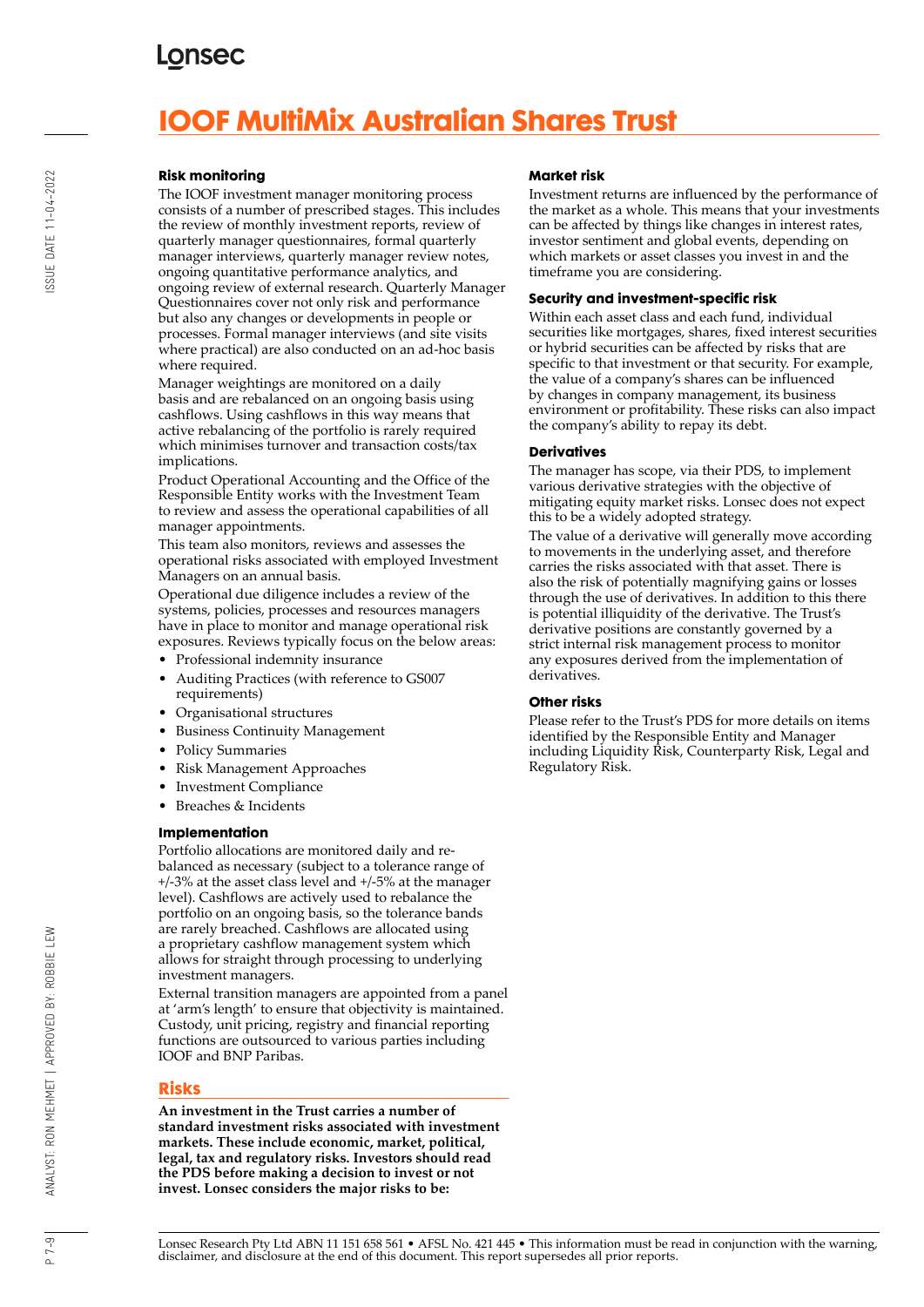# IOOF MultiMix Australian Shares Trust

### Risk monitoring

The IOOF investment manager monitoring process consists of a number of prescribed stages. This includes the review of monthly investment reports, review of quarterly manager questionnaires, formal quarterly manager interviews, quarterly manager review notes, ongoing quantitative performance analytics, and ongoing review of external research. Quarterly Manager Questionnaires cover not only risk and performance but also any changes or developments in people or processes. Formal manager interviews (and site visits where practical) are also conducted on an ad-hoc basis where required.

Manager weightings are monitored on a daily basis and are rebalanced on an ongoing basis using cashflows. Using cashflows in this way means that active rebalancing of the portfolio is rarely required which minimises turnover and transaction costs/tax implications.

Product Operational Accounting and the Office of the Responsible Entity works with the Investment Team to review and assess the operational capabilities of all manager appointments.

This team also monitors, reviews and assesses the operational risks associated with employed Investment Managers on an annual basis.

Operational due diligence includes a review of the systems, policies, processes and resources managers have in place to monitor and manage operational risk exposures. Reviews typically focus on the below areas:

- Professional indemnity insurance
- Auditing Practices (with reference to GS007 requirements)
- Organisational structures
- Business Continuity Management
- Policy Summaries
- Risk Management Approaches
- Investment Compliance
- Breaches & Incidents

### Implementation

Portfolio allocations are monitored daily and re-balanced as necessary (subject to a tolerance range of +/-3% at the asset class level and +/-5% at the manager level). Cashflows are actively used to rebalance the portfolio on an ongoing basis, so the tolerance bands are rarely breached. Cashflows are allocated using a proprietary cashflow management system which allows for straight through processing to underlying investment managers.

External transition managers are appointed from a panel at 'arm's length' to ensure that objectivity is maintained. Custody, unit pricing, registry and financial reporting functions are outsourced to various parties including IOOF and BNP Paribas.

## Risks

**An investment in the Trust carries a number of standard investment risks associated with investment markets. These include economic, market, political, legal, tax and regulatory risks. Investors should read the PDS before making a decision to invest or not invest. Lonsec considers the major risks to be:**

### Market risk

Investment returns are influenced by the performance of the market as a whole. This means that your investments can be affected by things like changes in interest rates, investor sentiment and global events, depending on which markets or asset classes you invest in and the timeframe you are considering.

### Security and investment-specific risk

Within each asset class and each fund, individual securities like mortgages, shares, fixed interest securities or hybrid securities can be affected by risks that are specific to that investment or that security. For example, the value of a company's shares can be influenced by changes in company management, its business environment or profitability. These risks can also impact the company's ability to repay its debt.

### Derivatives

The manager has scope, via their PDS, to implement various derivative strategies with the objective of mitigating equity market risks. Lonsec does not expect this to be a widely adopted strategy.

The value of a derivative will generally move according to movements in the underlying asset, and therefore carries the risks associated with that asset. There is also the risk of potentially magnifying gains or losses through the use of derivatives. In addition to this there is potential illiquidity of the derivative. The Trust's derivative positions are constantly governed by a strict internal risk management process to monitor any exposures derived from the implementation of derivatives.

### Other risks

Please refer to the Trust's PDS for more details on items identified by the Responsible Entity and Manager including Liquidity Risk, Counterparty Risk, Legal and Regulatory Risk.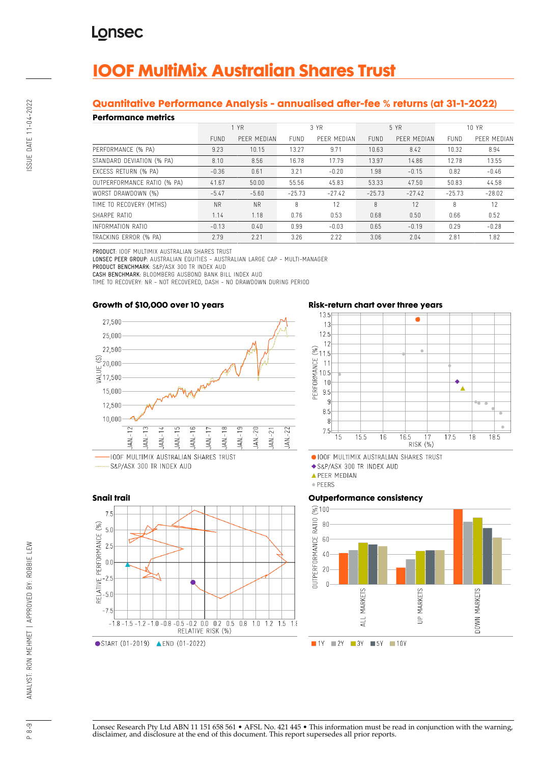Lonsec

# IOOF MultiMix Australian Shares Trust

## Quantitative Performance Analysis - annualised after-fee % returns (at 31-1-2022)

### Performance metrics

| | 1 YR | | 3 YR | | 5 YR | | 10 YR | |
|---|---|---|---|---|---|---|---|---|
| | FUND | PEER MEDIAN | FUND | PEER MEDIAN | FUND | PEER MEDIAN | FUND | PEER MEDIAN |
| PERFORMANCE (% PA) | 9.23 | 10.15 | 13.27 | 9.71 | 10.63 | 8.42 | 10.32 | 8.94 |
| STANDARD DEVIATION (% PA) | 8.10 | 8.56 | 16.78 | 17.79 | 13.97 | 14.86 | 12.78 | 13.55 |
| EXCESS RETURN (% PA) | -0.36 | 0.61 | 3.21 | -0.20 | 1.98 | -0.15 | 0.82 | -0.46 |
| OUTPERFORMANCE RATIO (% PA) | 41.67 | 50.00 | 55.56 | 45.83 | 53.33 | 47.50 | 50.83 | 44.58 |
| WORST DRAWDOWN (%) | -5.47 | -5.60 | -25.73 | -27.42 | -25.73 | -27.42 | -25.73 | -28.02 |
| TIME TO RECOVERY (MTHS) | NR | NR | 8 | 12 | 8 | 12 | 8 | 12 |
| SHARPE RATIO | 1.14 | 1.18 | 0.76 | 0.53 | 0.68 | 0.50 | 0.66 | 0.52 |
| INFORMATION RATIO | -0.13 | 0.40 | 0.99 | -0.03 | 0.65 | -0.19 | 0.29 | -0.28 |
| TRACKING ERROR (% PA) | 2.79 | 2.21 | 3.26 | 2.22 | 3.06 | 2.04 | 2.81 | 1.82 |

**PRODUCT:** IOOF MULTIMIX AUSTRALIAN SHARES TRUST
**LONSEC PEER GROUP:** AUSTRALIAN EQUITIES - AUSTRALIAN LARGE CAP - MULTI-MANAGER
**PRODUCT BENCHMARK:** S&P/ASX 300 TR INDEX AUD
**CASH BENCHMARK:** BLOOMBERG AUSBOND BANK BILL INDEX AUD
TIME TO RECOVERY: NR - NOT RECOVERED, DASH - NO DRAWDOWN DURING PERIOD

### Growth of $10,000 over 10 years

— IOOF MULTIMIX AUSTRALIAN SHARES TRUST
···· S&P/ASX 300 TR INDEX AUD

### Risk-return chart over three years

● IOOF MULTIMIX AUSTRALIAN SHARES TRUST
◆ S&P/ASX 300 TR INDEX AUD
▲ PEER MEDIAN
● PEERS

### Snail trail

● START (01-2019) ▲ END (01-2022)

### Outperformance consistency

■ 1Y ■ 2Y ■ 3Y ■ 5Y ■ 10Y

Lonsec Research Pty Ltd ABN 11 151 658 561 • AFSL No. 421 445 • This information must be read in conjunction with the warning, disclaimer, and disclosure at the end of this document. This report supersedes all prior reports.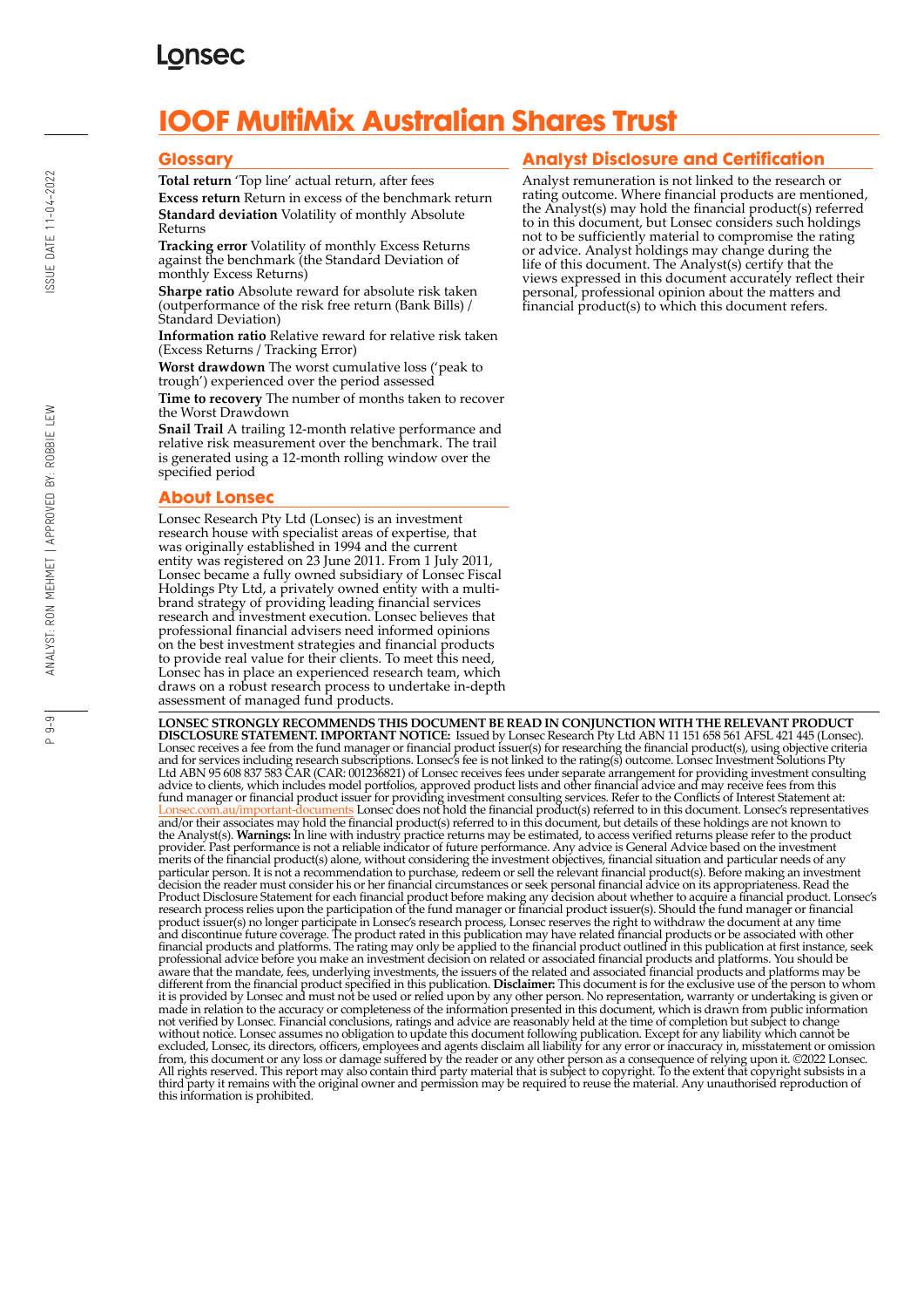# IOOF MultiMix Australian Shares Trust

## Glossary

**Total return** 'Top line' actual return, after fees

**Excess return** Return in excess of the benchmark return

**Standard deviation** Volatility of monthly Absolute Returns

**Tracking error** Volatility of monthly Excess Returns against the benchmark (the Standard Deviation of monthly Excess Returns)

**Sharpe ratio** Absolute reward for absolute risk taken (outperformance of the risk free return (Bank Bills) / Standard Deviation)

**Information ratio** Relative reward for relative risk taken (Excess Returns / Tracking Error)

**Worst drawdown** The worst cumulative loss ('peak to trough') experienced over the period assessed

**Time to recovery** The number of months taken to recover the Worst Drawdown

**Snail Trail** A trailing 12-month relative performance and relative risk measurement over the benchmark. The trail is generated using a 12-month rolling window over the specified period

## About Lonsec

Lonsec Research Pty Ltd (Lonsec) is an investment research house with specialist areas of expertise, that was originally established in 1994 and the current entity was registered on 23 June 2011. From 1 July 2011, Lonsec became a fully owned subsidiary of Lonsec Fiscal Holdings Pty Ltd, a privately owned entity with a multi-brand strategy of providing leading financial services research and investment execution. Lonsec believes that professional financial advisers need informed opinions on the best investment strategies and financial products to provide real value for their clients. To meet this need, Lonsec has in place an experienced research team, which draws on a robust research process to undertake in-depth assessment of managed fund products.

## Analyst Disclosure and Certification

Analyst remuneration is not linked to the research or rating outcome. Where financial products are mentioned, the Analyst(s) may hold the financial product(s) referred to in this document, but Lonsec considers such holdings not to be sufficiently material to compromise the rating or advice. Analyst holdings may change during the life of this document. The Analyst(s) certify that the views expressed in this document accurately reflect their personal, professional opinion about the matters and financial product(s) to which this document refers.

**LONSEC STRONGLY RECOMMENDS THIS DOCUMENT BE READ IN CONJUNCTION WITH THE RELEVANT PRODUCT DISCLOSURE STATEMENT. IMPORTANT NOTICE:** Issued by Lonsec Research Pty Ltd ABN 11 151 658 561 AFSL 421 445 (Lonsec). Lonsec receives a fee from the fund manager or financial product issuer(s) for researching the financial product(s), using objective criteria and for services including research subscriptions. Lonsec's fee is not linked to the rating(s) outcome. Lonsec Investment Solutions Pty Ltd ABN 95 608 837 583 CAR (CAR: 001236821) of Lonsec receives fees under separate arrangement for providing investment consulting advice to clients, which includes model portfolios, approved product lists and other financial advice and may receive fees from this fund manager or financial product issuer for providing investment consulting services. Refer to the Conflicts of Interest Statement at: Lonsec.com.au/important-documents Lonsec does not hold the financial product(s) referred to in this document. Lonsec's representatives and/or their associates may hold the financial product(s) referred to in this document, but details of these holdings are not known to the Analyst(s). **Warnings:** In line with industry practice returns may be estimated, to access verified returns please refer to the product provider. Past performance is not a reliable indicator of future performance. Any advice is General Advice based on the investment merits of the financial product(s) alone, without considering the investment objectives, financial situation and particular needs of any particular person. It is not a recommendation to purchase, redeem or sell the relevant financial product(s). Before making an investment decision the reader must consider his or her financial circumstances or seek personal financial advice on its appropriateness. Read the Product Disclosure Statement for each financial product before making any decision about whether to acquire a financial product. Lonsec's research process relies upon the participation of the fund manager or financial product issuer(s). Should the fund manager or financial product issuer(s) no longer participate in Lonsec's research process, Lonsec reserves the right to withdraw the document at any time and discontinue future coverage. The product rated in this publication may have related financial products or be associated with other financial products and platforms. The rating may only be applied to the financial product outlined in this publication at first instance, seek professional advice before you make an investment decision on related or associated financial products and platforms. You should be aware that the mandate, fees, underlying investments, the issuers of the related and associated financial products and platforms may be different from the financial product specified in this publication. **Disclaimer:** This document is for the exclusive use of the person to whom it is provided by Lonsec and must not be used or relied upon by any other person. No representation, warranty or undertaking is given or made in relation to the accuracy or completeness of the information presented in this document, which is drawn from public information not verified by Lonsec. Financial conclusions, ratings and advice are reasonably held at the time of completion but subject to change without notice. Lonsec assumes no obligation to update this document following publication. Except for any liability which cannot be excluded, Lonsec, its directors, officers, employees and agents disclaim all liability for any error or inaccuracy in, misstatement or omission from, this document or any loss or damage suffered by the reader or any other person as a consequence of relying upon it. ©2022 Lonsec. All rights reserved. This report may also contain third party material that is subject to copyright. To the extent that copyright subsists in a third party it remains with the original owner and permission may be required to reuse the material. Any unauthorised reproduction of this information is prohibited.